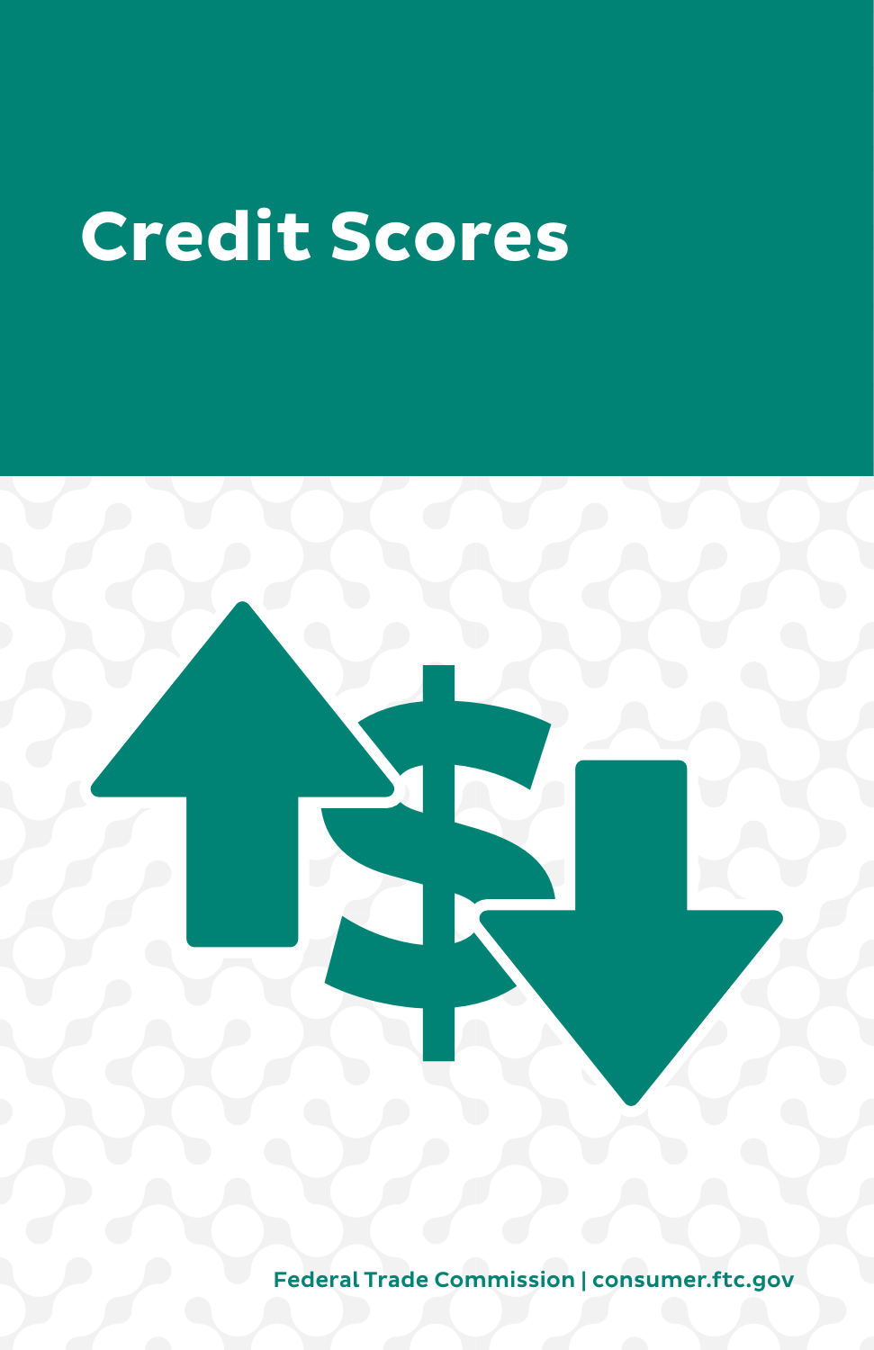# Credit Scores

Federal Trade Commission | consumer.ftc.gov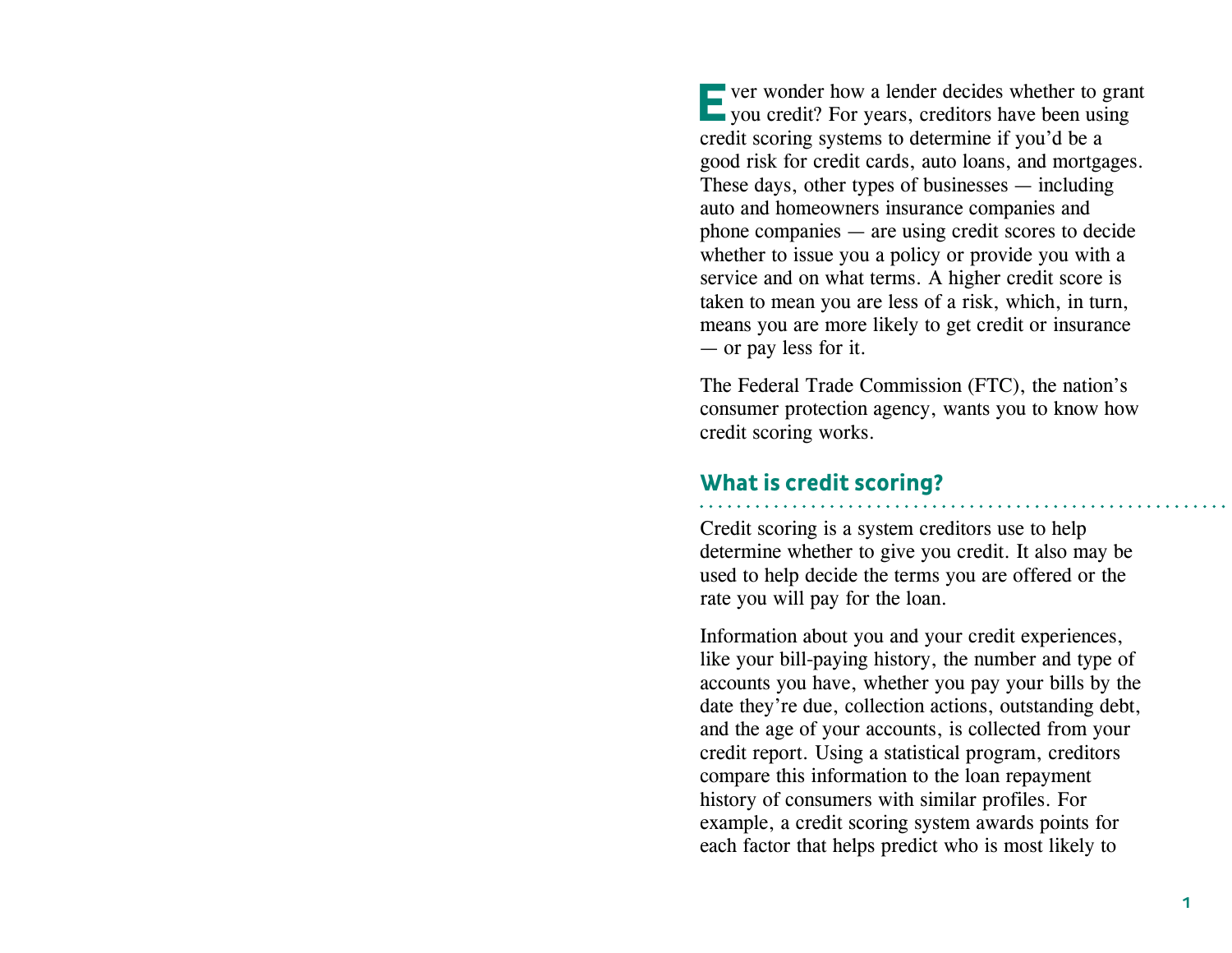Ever wonder how a lender decides whether to grant you credit? For years, creditors have been using credit scoring systems to determine if you'd be a good risk for credit cards, auto loans, and mortgages. These days, other types of businesses — including auto and homeowners insurance companies and phone companies — are using credit scores to decide whether to issue you a policy or provide you with a service and on what terms. A higher credit score is taken to mean you are less of a risk, which, in turn, means you are more likely to get credit or insurance — or pay less for it.

The Federal Trade Commission (FTC), the nation's consumer protection agency, wants you to know how credit scoring works.

## What is credit scoring?

Credit scoring is a system creditors use to help determine whether to give you credit. It also may be used to help decide the terms you are offered or the rate you will pay for the loan.

Information about you and your credit experiences, like your bill-paying history, the number and type of accounts you have, whether you pay your bills by the date they're due, collection actions, outstanding debt, and the age of your accounts, is collected from your credit report. Using a statistical program, creditors compare this information to the loan repayment history of consumers with similar profiles. For example, a credit scoring system awards points for each factor that helps predict who is most likely to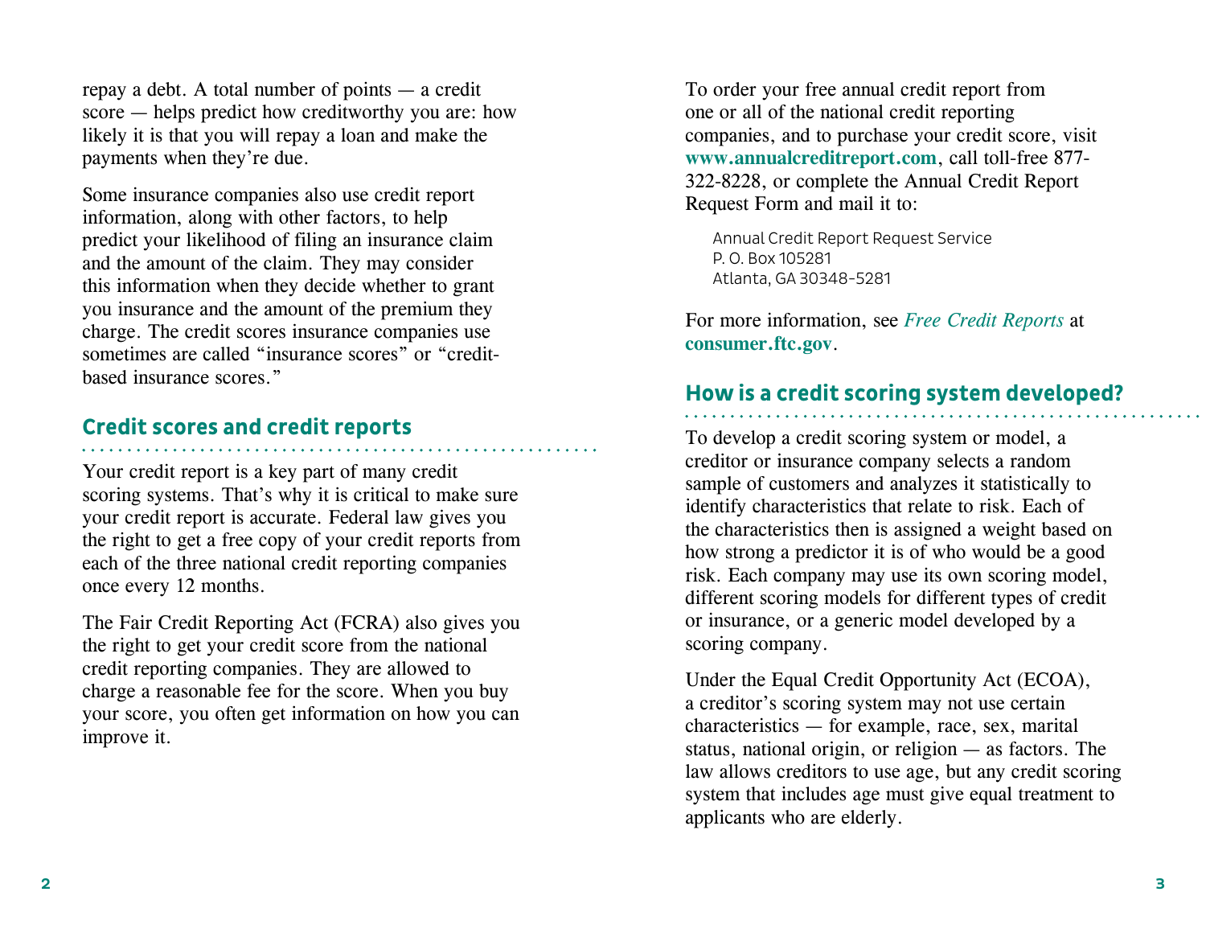repay a debt. A total number of points — a credit score — helps predict how creditworthy you are: how likely it is that you will repay a loan and make the payments when they're due.

Some insurance companies also use credit report information, along with other factors, to help predict your likelihood of filing an insurance claim and the amount of the claim. They may consider this information when they decide whether to grant you insurance and the amount of the premium they charge. The credit scores insurance companies use sometimes are called "insurance scores" or "credit-based insurance scores."

## Credit scores and credit reports

Your credit report is a key part of many credit scoring systems. That's why it is critical to make sure your credit report is accurate. Federal law gives you the right to get a free copy of your credit reports from each of the three national credit reporting companies once every 12 months.

The Fair Credit Reporting Act (FCRA) also gives you the right to get your credit score from the national credit reporting companies. They are allowed to charge a reasonable fee for the score. When you buy your score, you often get information on how you can improve it.

To order your free annual credit report from one or all of the national credit reporting companies, and to purchase your credit score, visit **www.annualcreditreport.com**, call toll-free 877-322-8228, or complete the Annual Credit Report Request Form and mail it to:

Annual Credit Report Request Service
P. O. Box 105281
Atlanta, GA 30348-5281

For more information, see *Free Credit Reports* at **consumer.ftc.gov**.

## How is a credit scoring system developed?

To develop a credit scoring system or model, a creditor or insurance company selects a random sample of customers and analyzes it statistically to identify characteristics that relate to risk. Each of the characteristics then is assigned a weight based on how strong a predictor it is of who would be a good risk. Each company may use its own scoring model, different scoring models for different types of credit or insurance, or a generic model developed by a scoring company.

Under the Equal Credit Opportunity Act (ECOA), a creditor's scoring system may not use certain characteristics — for example, race, sex, marital status, national origin, or religion — as factors. The law allows creditors to use age, but any credit scoring system that includes age must give equal treatment to applicants who are elderly.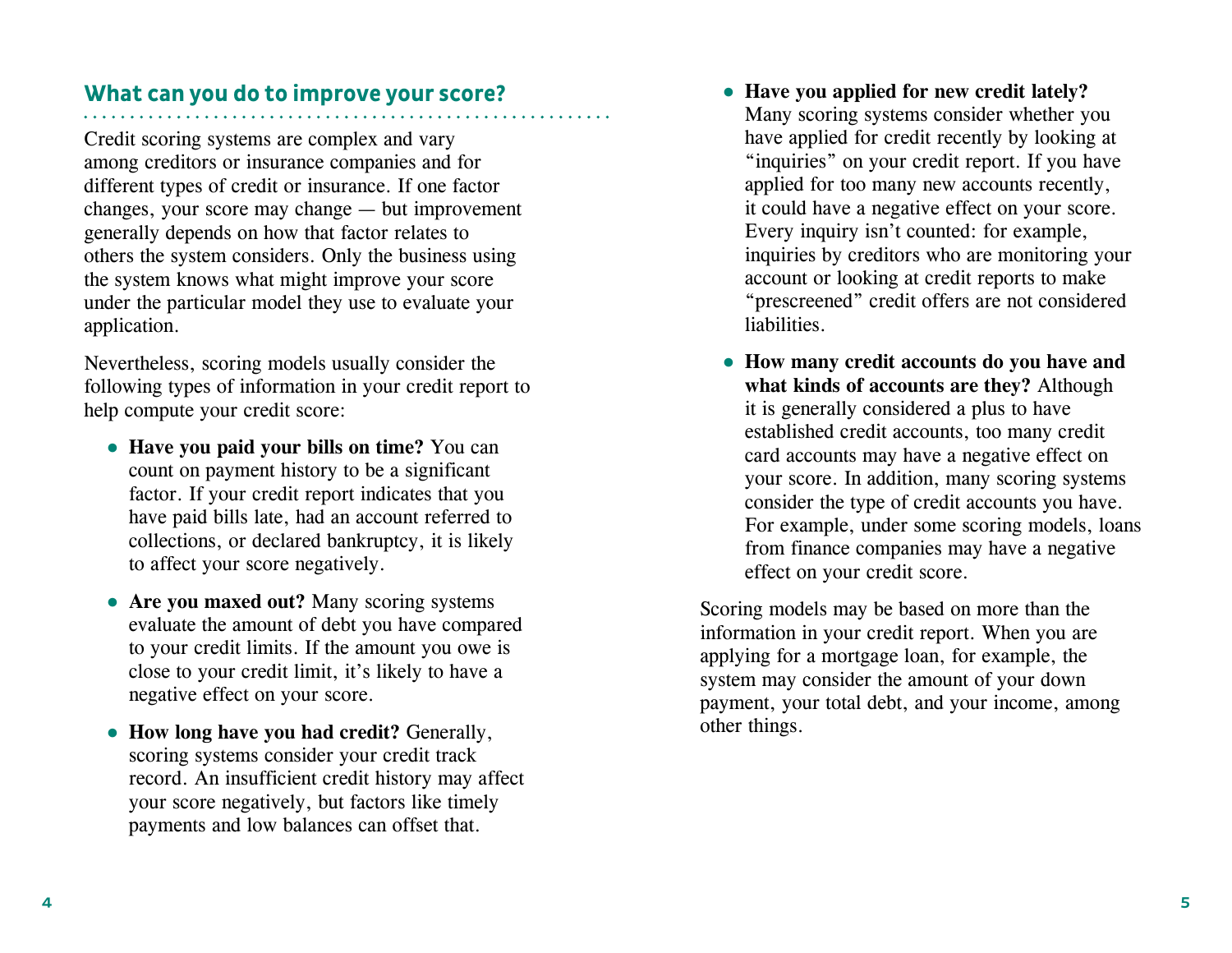## What can you do to improve your score?

Credit scoring systems are complex and vary among creditors or insurance companies and for different types of credit or insurance. If one factor changes, your score may change — but improvement generally depends on how that factor relates to others the system considers. Only the business using the system knows what might improve your score under the particular model they use to evaluate your application.

Nevertheless, scoring models usually consider the following types of information in your credit report to help compute your credit score:

- **Have you paid your bills on time?** You can count on payment history to be a significant factor. If your credit report indicates that you have paid bills late, had an account referred to collections, or declared bankruptcy, it is likely to affect your score negatively.
- **Are you maxed out?** Many scoring systems evaluate the amount of debt you have compared to your credit limits. If the amount you owe is close to your credit limit, it's likely to have a negative effect on your score.
- **How long have you had credit?** Generally, scoring systems consider your credit track record. An insufficient credit history may affect your score negatively, but factors like timely payments and low balances can offset that.
- **Have you applied for new credit lately?** Many scoring systems consider whether you have applied for credit recently by looking at "inquiries" on your credit report. If you have applied for too many new accounts recently, it could have a negative effect on your score. Every inquiry isn't counted: for example, inquiries by creditors who are monitoring your account or looking at credit reports to make "prescreened" credit offers are not considered liabilities.
- **How many credit accounts do you have and what kinds of accounts are they?** Although it is generally considered a plus to have established credit accounts, too many credit card accounts may have a negative effect on your score. In addition, many scoring systems consider the type of credit accounts you have. For example, under some scoring models, loans from finance companies may have a negative effect on your credit score.

Scoring models may be based on more than the information in your credit report. When you are applying for a mortgage loan, for example, the system may consider the amount of your down payment, your total debt, and your income, among other things.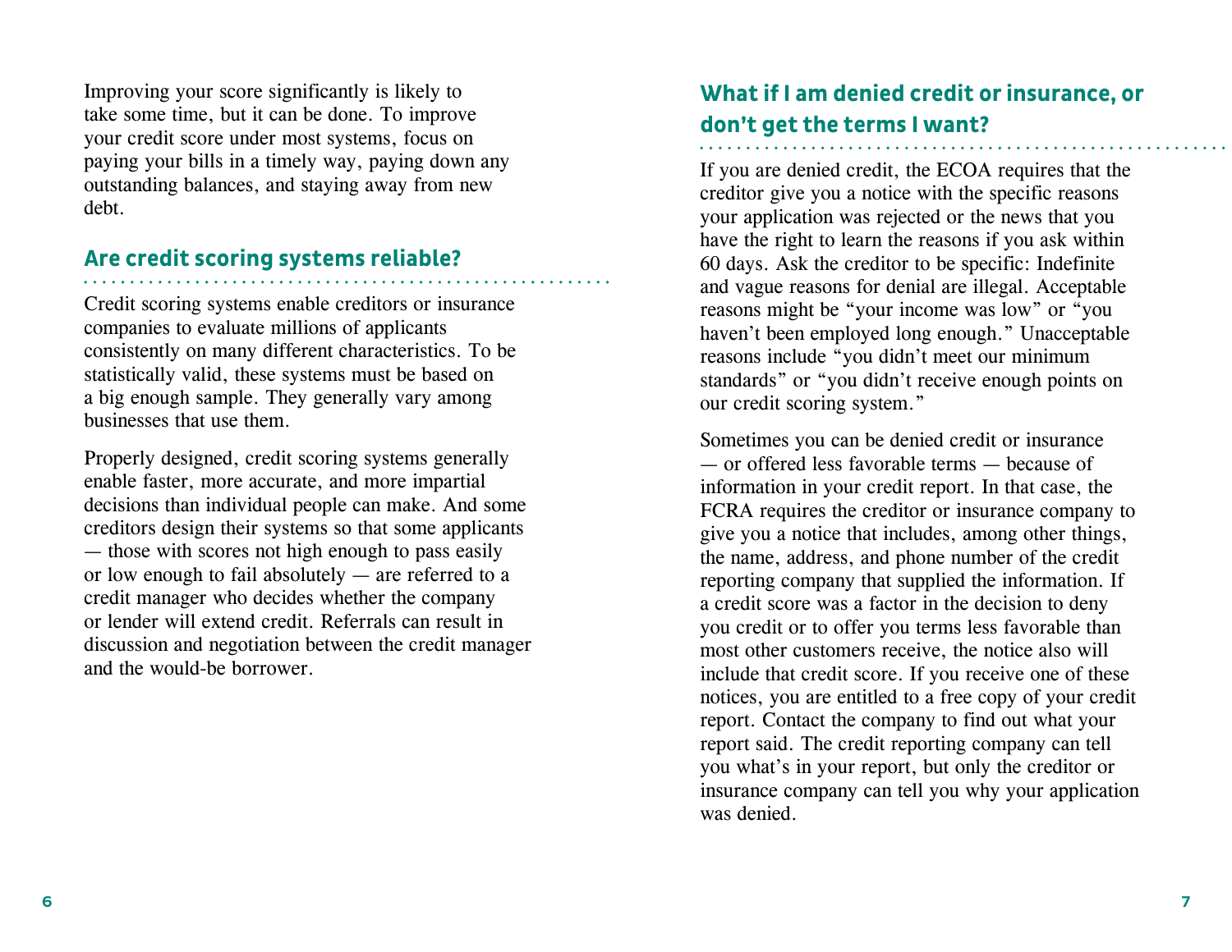Improving your score significantly is likely to take some time, but it can be done. To improve your credit score under most systems, focus on paying your bills in a timely way, paying down any outstanding balances, and staying away from new debt.

## Are credit scoring systems reliable?

Credit scoring systems enable creditors or insurance companies to evaluate millions of applicants consistently on many different characteristics. To be statistically valid, these systems must be based on a big enough sample. They generally vary among businesses that use them.

Properly designed, credit scoring systems generally enable faster, more accurate, and more impartial decisions than individual people can make. And some creditors design their systems so that some applicants — those with scores not high enough to pass easily or low enough to fail absolutely — are referred to a credit manager who decides whether the company or lender will extend credit. Referrals can result in discussion and negotiation between the credit manager and the would-be borrower.

## What if I am denied credit or insurance, or don't get the terms I want?

If you are denied credit, the ECOA requires that the creditor give you a notice with the specific reasons your application was rejected or the news that you have the right to learn the reasons if you ask within 60 days. Ask the creditor to be specific: Indefinite and vague reasons for denial are illegal. Acceptable reasons might be "your income was low" or "you haven't been employed long enough." Unacceptable reasons include "you didn't meet our minimum standards" or "you didn't receive enough points on our credit scoring system."

Sometimes you can be denied credit or insurance — or offered less favorable terms — because of information in your credit report. In that case, the FCRA requires the creditor or insurance company to give you a notice that includes, among other things, the name, address, and phone number of the credit reporting company that supplied the information. If a credit score was a factor in the decision to deny you credit or to offer you terms less favorable than most other customers receive, the notice also will include that credit score. If you receive one of these notices, you are entitled to a free copy of your credit report. Contact the company to find out what your report said. The credit reporting company can tell you what's in your report, but only the creditor or insurance company can tell you why your application was denied.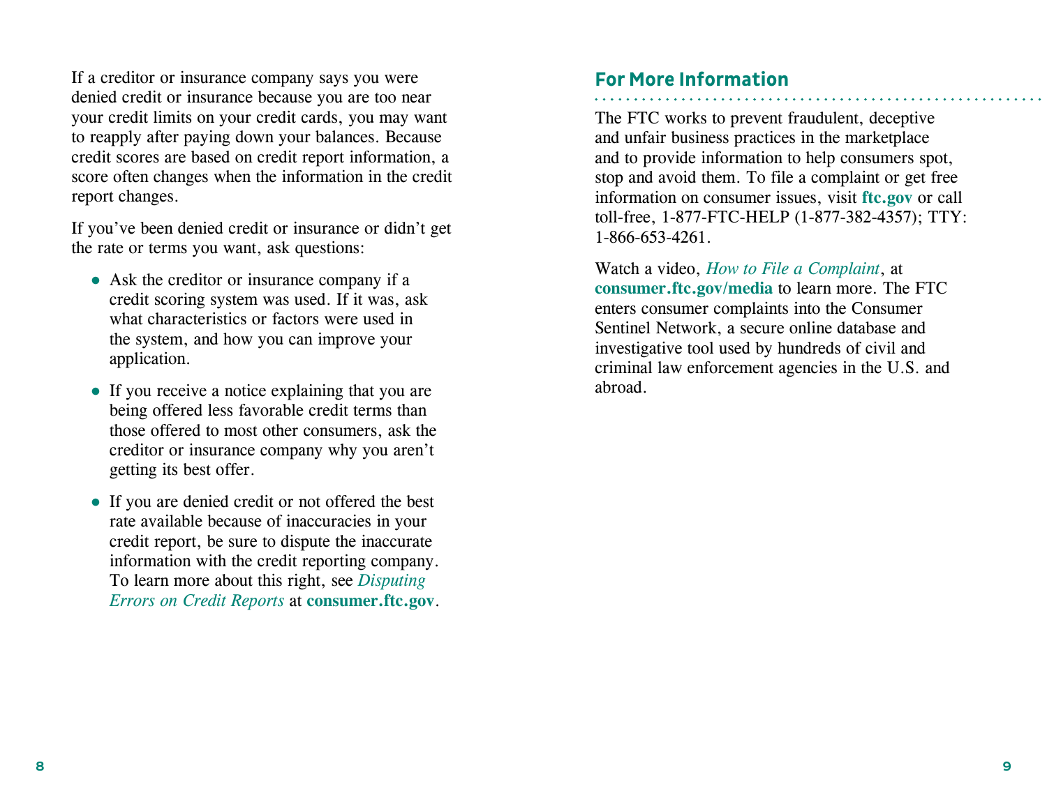If a creditor or insurance company says you were denied credit or insurance because you are too near your credit limits on your credit cards, you may want to reapply after paying down your balances. Because credit scores are based on credit report information, a score often changes when the information in the credit report changes.

If you've been denied credit or insurance or didn't get the rate or terms you want, ask questions:

- Ask the creditor or insurance company if a credit scoring system was used. If it was, ask what characteristics or factors were used in the system, and how you can improve your application.
- If you receive a notice explaining that you are being offered less favorable credit terms than those offered to most other consumers, ask the creditor or insurance company why you aren't getting its best offer.
- If you are denied credit or not offered the best rate available because of inaccuracies in your credit report, be sure to dispute the inaccurate information with the credit reporting company. To learn more about this right, see *Disputing Errors on Credit Reports* at **consumer.ftc.gov**.

## For More Information

The FTC works to prevent fraudulent, deceptive and unfair business practices in the marketplace and to provide information to help consumers spot, stop and avoid them. To file a complaint or get free information on consumer issues, visit **ftc.gov** or call toll-free, 1-877-FTC-HELP (1-877-382-4357); TTY: 1-866-653-4261.

Watch a video, *How to File a Complaint*, at **consumer.ftc.gov/media** to learn more. The FTC enters consumer complaints into the Consumer Sentinel Network, a secure online database and investigative tool used by hundreds of civil and criminal law enforcement agencies in the U.S. and abroad.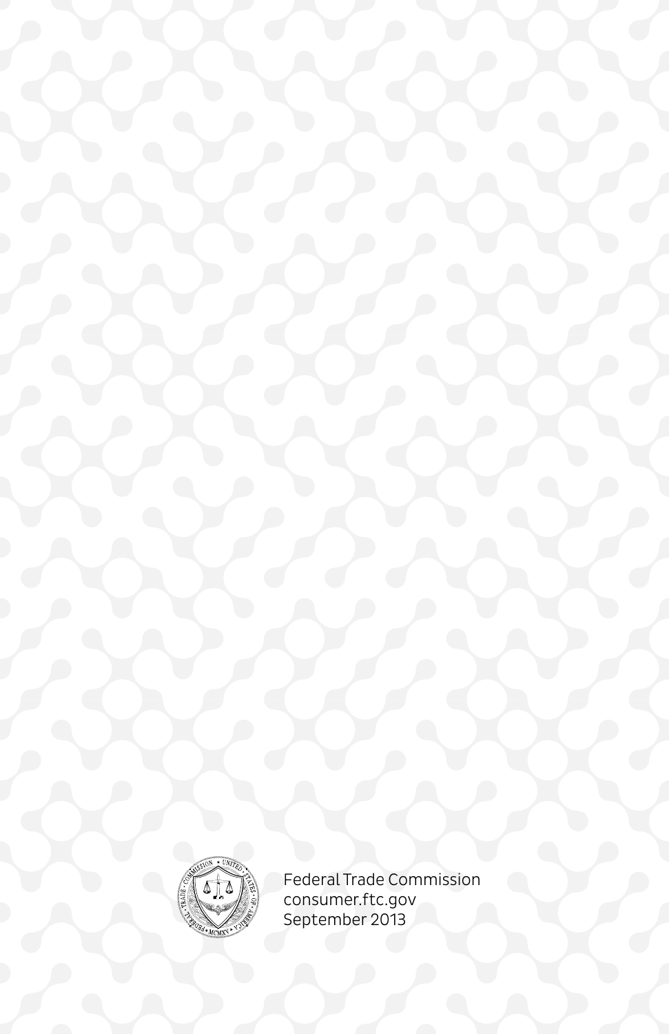Federal Trade Commission
consumer.ftc.gov
September 2013